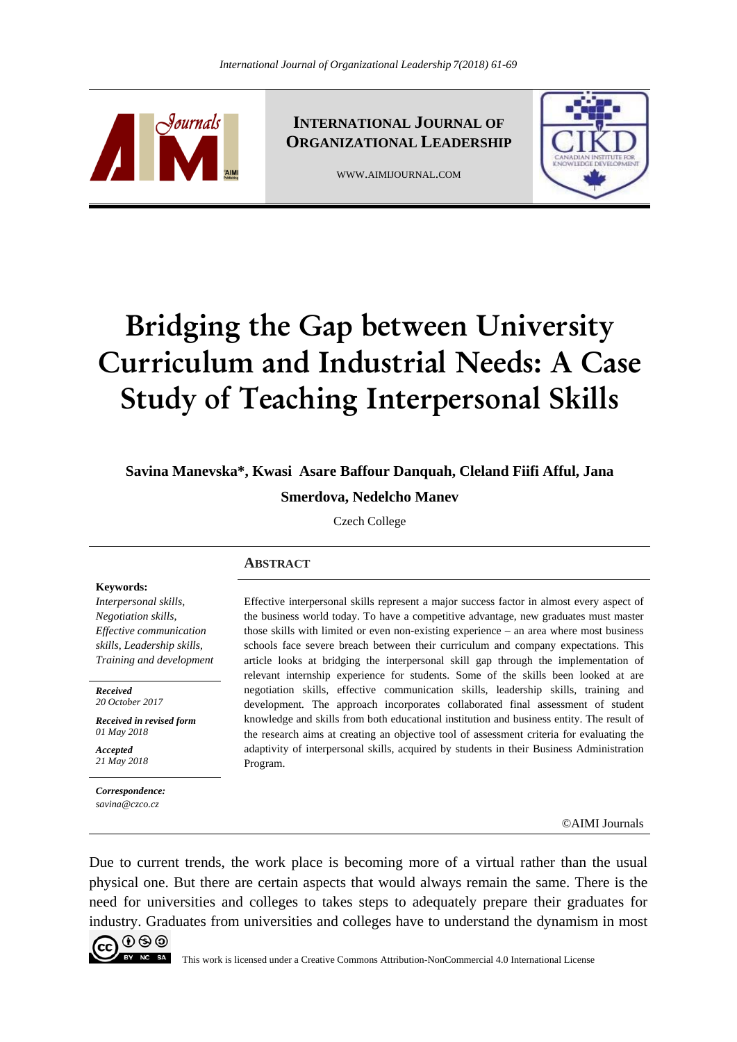# Bridging the Gap between University Curriculum and Industrial Needs: A Case Study of Teaching Interpersonal Skills

**Savina Manevska*, Kwasi Asare Baffour Danquah, Cleland Fiifi Afful, Jana Smerdova, Nedelcho Manev**

Czech College

## Abstract

**Keywords:**
*Interpersonal skills, Negotiation skills, Effective communication skills, Leadership skills, Training and development*

***Received***
*20 October 2017*

***Received in revised form***
*01 May 2018*

***Accepted***
*21 May 2018*

***Correspondence:***
*savina@czco.cz*

Effective interpersonal skills represent a major success factor in almost every aspect of the business world today. To have a competitive advantage, new graduates must master those skills with limited or even non-existing experience – an area where most business schools face severe breach between their curriculum and company expectations. This article looks at bridging the interpersonal skill gap through the implementation of relevant internship experience for students. Some of the skills been looked at are negotiation skills, effective communication skills, leadership skills, training and development. The approach incorporates collaborated final assessment of student knowledge and skills from both educational institution and business entity. The result of the research aims at creating an objective tool of assessment criteria for evaluating the adaptivity of interpersonal skills, acquired by students in their Business Administration Program.

©AIMI Journals

Due to current trends, the work place is becoming more of a virtual rather than the usual physical one. But there are certain aspects that would always remain the same. There is the need for universities and colleges to takes steps to adequately prepare their graduates for industry. Graduates from universities and colleges have to understand the dynamism in most

This work is licensed under a Creative Commons Attribution-NonCommercial 4.0 International License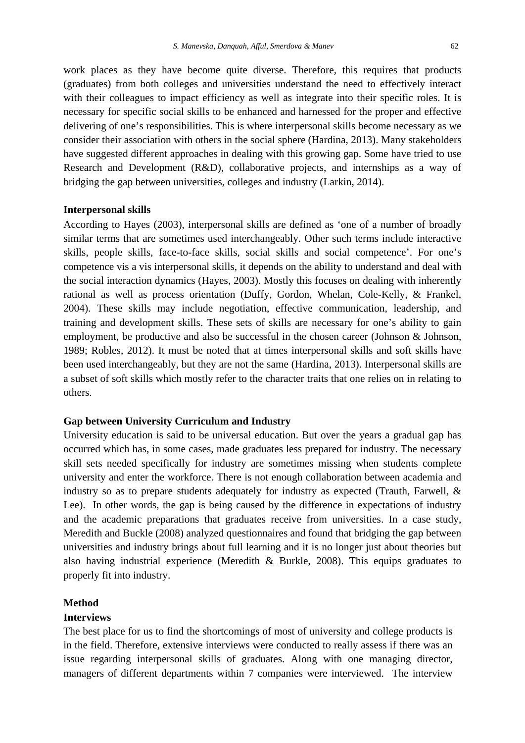work places as they have become quite diverse. Therefore, this requires that products (graduates) from both colleges and universities understand the need to effectively interact with their colleagues to impact efficiency as well as integrate into their specific roles. It is necessary for specific social skills to be enhanced and harnessed for the proper and effective delivering of one's responsibilities. This is where interpersonal skills become necessary as we consider their association with others in the social sphere (Hardina, 2013). Many stakeholders have suggested different approaches in dealing with this growing gap. Some have tried to use Research and Development (R&D), collaborative projects, and internships as a way of bridging the gap between universities, colleges and industry (Larkin, 2014).

**Interpersonal skills**

According to Hayes (2003), interpersonal skills are defined as 'one of a number of broadly similar terms that are sometimes used interchangeably. Other such terms include interactive skills, people skills, face-to-face skills, social skills and social competence'. For one's competence vis a vis interpersonal skills, it depends on the ability to understand and deal with the social interaction dynamics (Hayes, 2003). Mostly this focuses on dealing with inherently rational as well as process orientation (Duffy, Gordon, Whelan, Cole-Kelly, & Frankel, 2004). These skills may include negotiation, effective communication, leadership, and training and development skills. These sets of skills are necessary for one's ability to gain employment, be productive and also be successful in the chosen career (Johnson & Johnson, 1989; Robles, 2012). It must be noted that at times interpersonal skills and soft skills have been used interchangeably, but they are not the same (Hardina, 2013). Interpersonal skills are a subset of soft skills which mostly refer to the character traits that one relies on in relating to others.

**Gap between University Curriculum and Industry**

University education is said to be universal education. But over the years a gradual gap has occurred which has, in some cases, made graduates less prepared for industry. The necessary skill sets needed specifically for industry are sometimes missing when students complete university and enter the workforce. There is not enough collaboration between academia and industry so as to prepare students adequately for industry as expected (Trauth, Farwell, & Lee). In other words, the gap is being caused by the difference in expectations of industry and the academic preparations that graduates receive from universities. In a case study, Meredith and Buckle (2008) analyzed questionnaires and found that bridging the gap between universities and industry brings about full learning and it is no longer just about theories but also having industrial experience (Meredith & Burkle, 2008). This equips graduates to properly fit into industry.

**Method**

**Interviews**

The best place for us to find the shortcomings of most of university and college products is in the field. Therefore, extensive interviews were conducted to really assess if there was an issue regarding interpersonal skills of graduates. Along with one managing director, managers of different departments within 7 companies were interviewed. The interview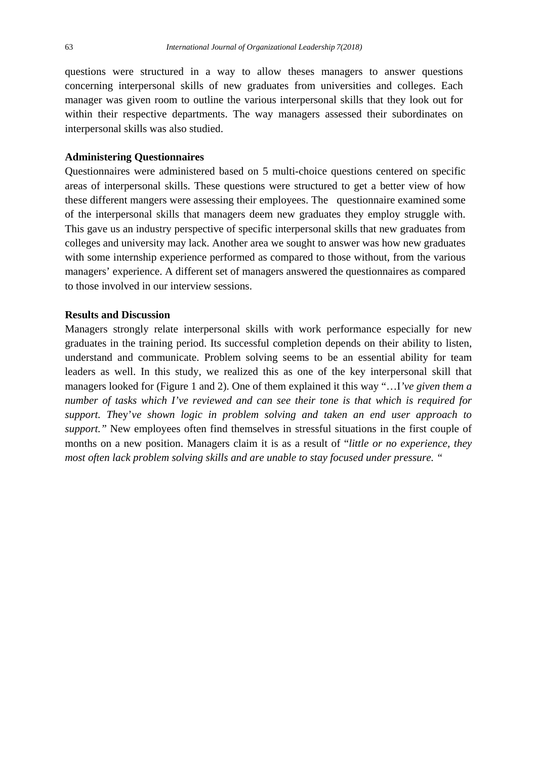questions were structured in a way to allow theses managers to answer questions concerning interpersonal skills of new graduates from universities and colleges. Each manager was given room to outline the various interpersonal skills that they look out for within their respective departments. The way managers assessed their subordinates on interpersonal skills was also studied.

**Administering Questionnaires**

Questionnaires were administered based on 5 multi-choice questions centered on specific areas of interpersonal skills. These questions were structured to get a better view of how these different mangers were assessing their employees. The questionnaire examined some of the interpersonal skills that managers deem new graduates they employ struggle with. This gave us an industry perspective of specific interpersonal skills that new graduates from colleges and university may lack. Another area we sought to answer was how new graduates with some internship experience performed as compared to those without, from the various managers' experience. A different set of managers answered the questionnaires as compared to those involved in our interview sessions.

**Results and Discussion**

Managers strongly relate interpersonal skills with work performance especially for new graduates in the training period. Its successful completion depends on their ability to listen, understand and communicate. Problem solving seems to be an essential ability for team leaders as well. In this study, we realized this as one of the key interpersonal skill that managers looked for (Figure 1 and 2). One of them explained it this way "…I*'ve given them a number of tasks which I've reviewed and can see their tone is that which is required for support. Th*ey'*ve shown logic in problem solving and taken an end user approach to support."* New employees often find themselves in stressful situations in the first couple of months on a new position. Managers claim it is as a result of "*little or no experience, they most often lack problem solving skills and are unable to stay focused under pressure.* "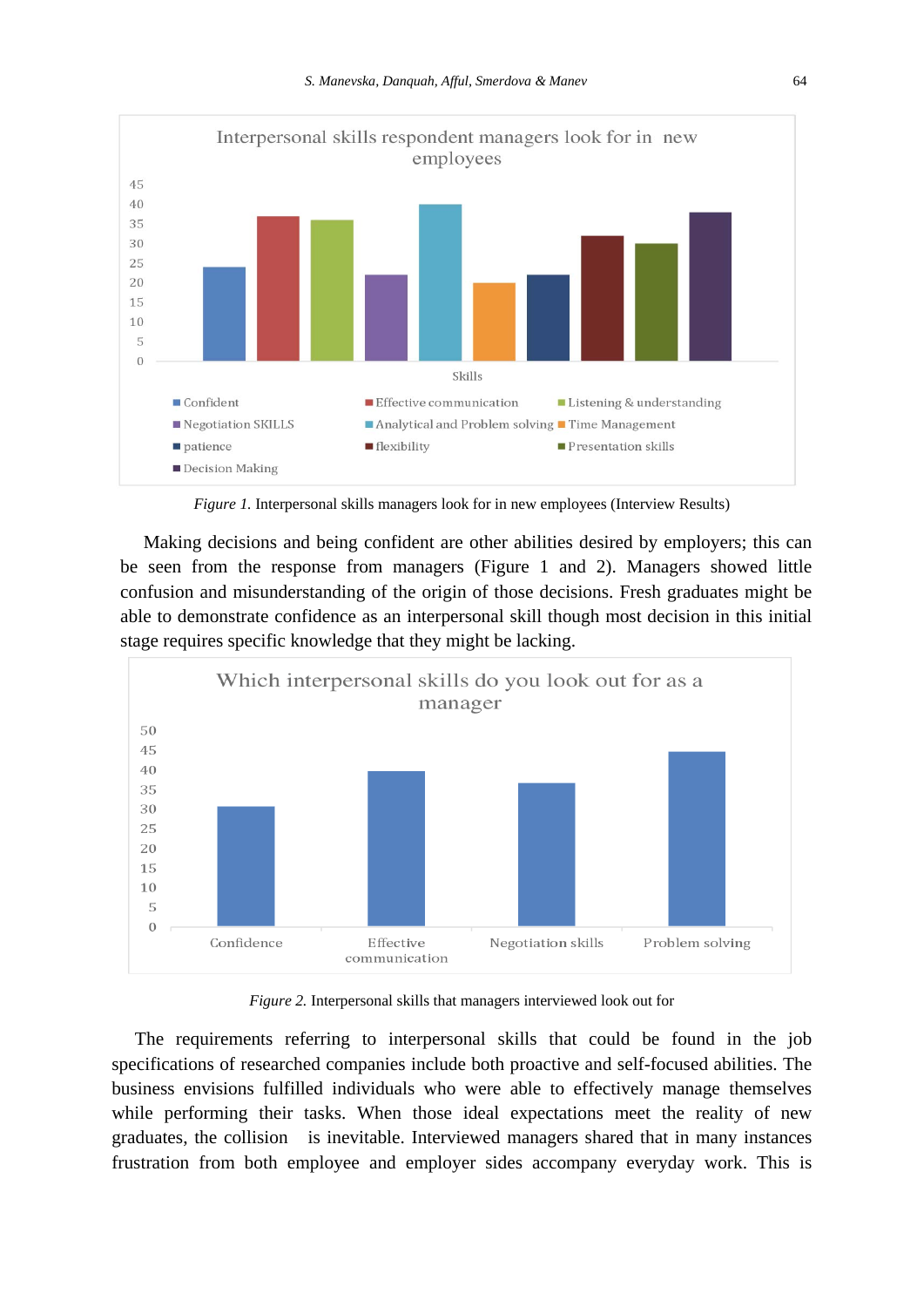*Figure 1.* Interpersonal skills managers look for in new employees (Interview Results)

Making decisions and being confident are other abilities desired by employers; this can be seen from the response from managers (Figure 1 and 2). Managers showed little confusion and misunderstanding of the origin of those decisions. Fresh graduates might be able to demonstrate confidence as an interpersonal skill though most decision in this initial stage requires specific knowledge that they might be lacking.

*Figure 2.* Interpersonal skills that managers interviewed look out for

The requirements referring to interpersonal skills that could be found in the job specifications of researched companies include both proactive and self-focused abilities. The business envisions fulfilled individuals who were able to effectively manage themselves while performing their tasks. When those ideal expectations meet the reality of new graduates, the collision is inevitable. Interviewed managers shared that in many instances frustration from both employee and employer sides accompany everyday work. This is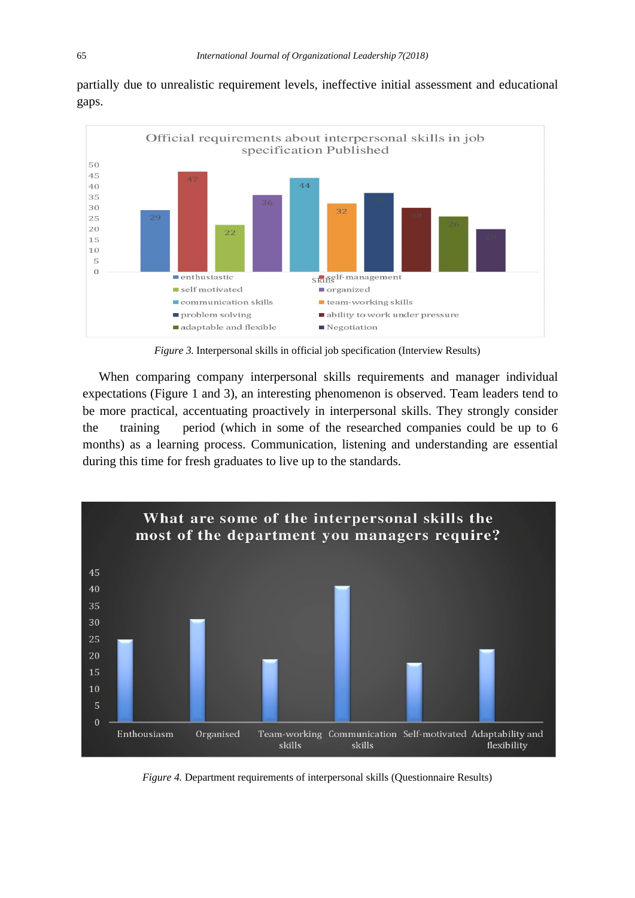partially due to unrealistic requirement levels, ineffective initial assessment and educational gaps.

Figure 3. Interpersonal skills in official job specification (Interview Results)

When comparing company interpersonal skills requirements and manager individual expectations (Figure 1 and 3), an interesting phenomenon is observed. Team leaders tend to be more practical, accentuating proactively in interpersonal skills. They strongly consider the training period (which in some of the researched companies could be up to 6 months) as a learning process. Communication, listening and understanding are essential during this time for fresh graduates to live up to the standards.

Figure 4. Department requirements of interpersonal skills (Questionnaire Results)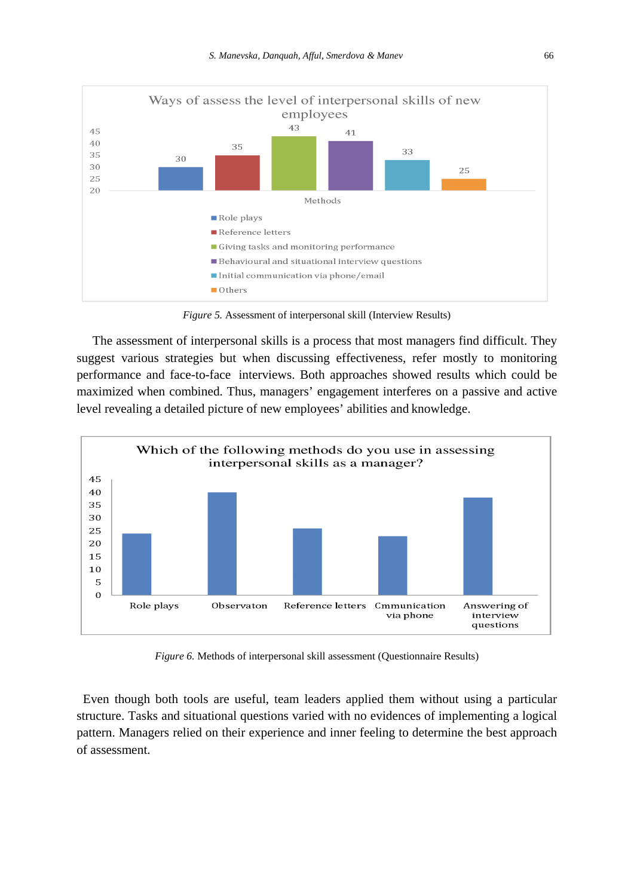*Figure 5.* Assessment of interpersonal skill (Interview Results)

The assessment of interpersonal skills is a process that most managers find difficult. They suggest various strategies but when discussing effectiveness, refer mostly to monitoring performance and face-to-face interviews. Both approaches showed results which could be maximized when combined. Thus, managers' engagement interferes on a passive and active level revealing a detailed picture of new employees' abilities and knowledge.

*Figure 6.* Methods of interpersonal skill assessment (Questionnaire Results)

Even though both tools are useful, team leaders applied them without using a particular structure. Tasks and situational questions varied with no evidences of implementing a logical pattern. Managers relied on their experience and inner feeling to determine the best approach of assessment.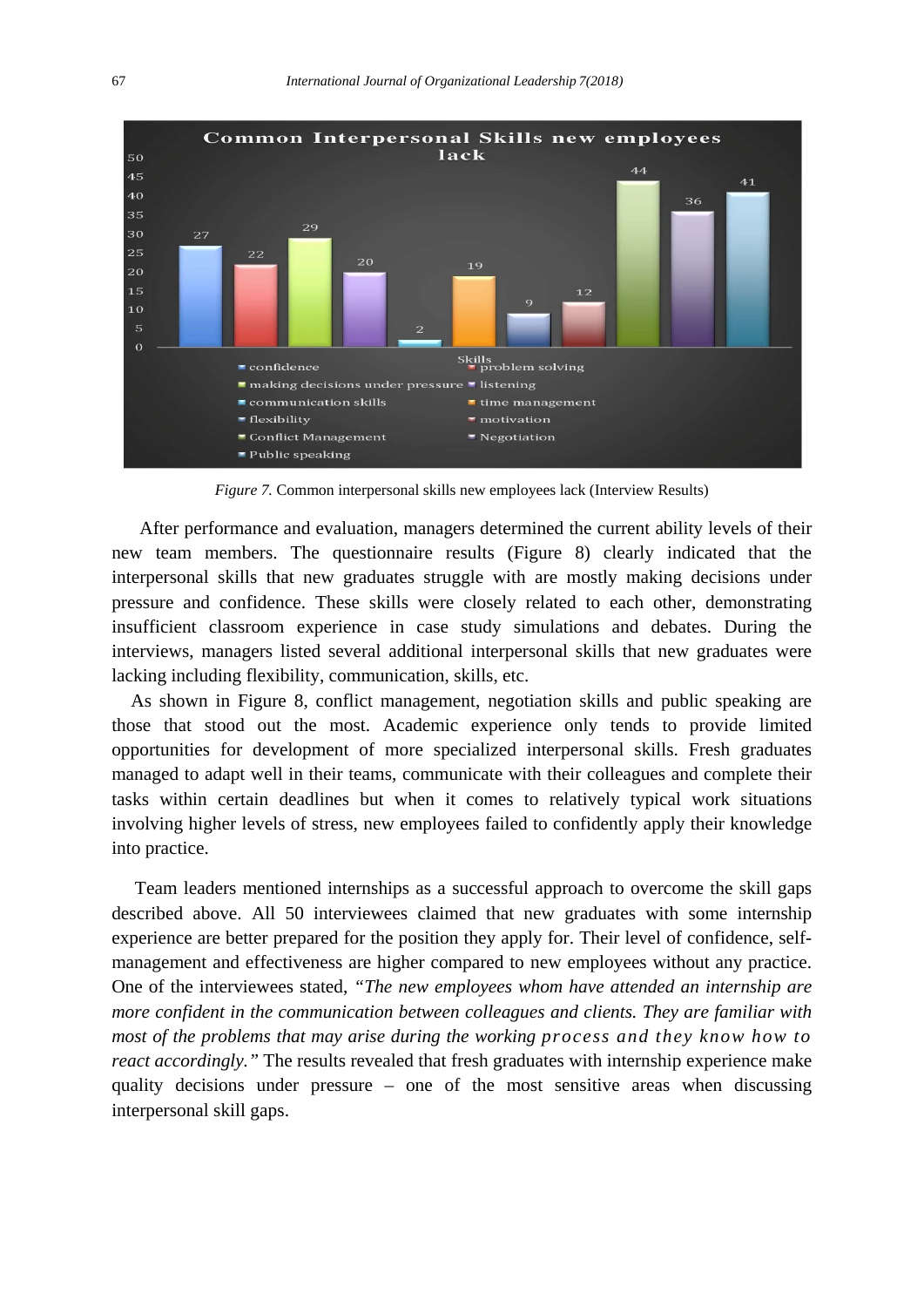*Figure 7.* Common interpersonal skills new employees lack (Interview Results)

After performance and evaluation, managers determined the current ability levels of their new team members. The questionnaire results (Figure 8) clearly indicated that the interpersonal skills that new graduates struggle with are mostly making decisions under pressure and confidence. These skills were closely related to each other, demonstrating insufficient classroom experience in case study simulations and debates. During the interviews, managers listed several additional interpersonal skills that new graduates were lacking including flexibility, communication, skills, etc.

As shown in Figure 8, conflict management, negotiation skills and public speaking are those that stood out the most. Academic experience only tends to provide limited opportunities for development of more specialized interpersonal skills. Fresh graduates managed to adapt well in their teams, communicate with their colleagues and complete their tasks within certain deadlines but when it comes to relatively typical work situations involving higher levels of stress, new employees failed to confidently apply their knowledge into practice.

Team leaders mentioned internships as a successful approach to overcome the skill gaps described above. All 50 interviewees claimed that new graduates with some internship experience are better prepared for the position they apply for. Their level of confidence, self-management and effectiveness are higher compared to new employees without any practice. One of the interviewees stated, *"The new employees whom have attended an internship are more confident in the communication between colleagues and clients. They are familiar with most of the problems that may arise during the working process and they know how to react accordingly."* The results revealed that fresh graduates with internship experience make quality decisions under pressure – one of the most sensitive areas when discussing interpersonal skill gaps.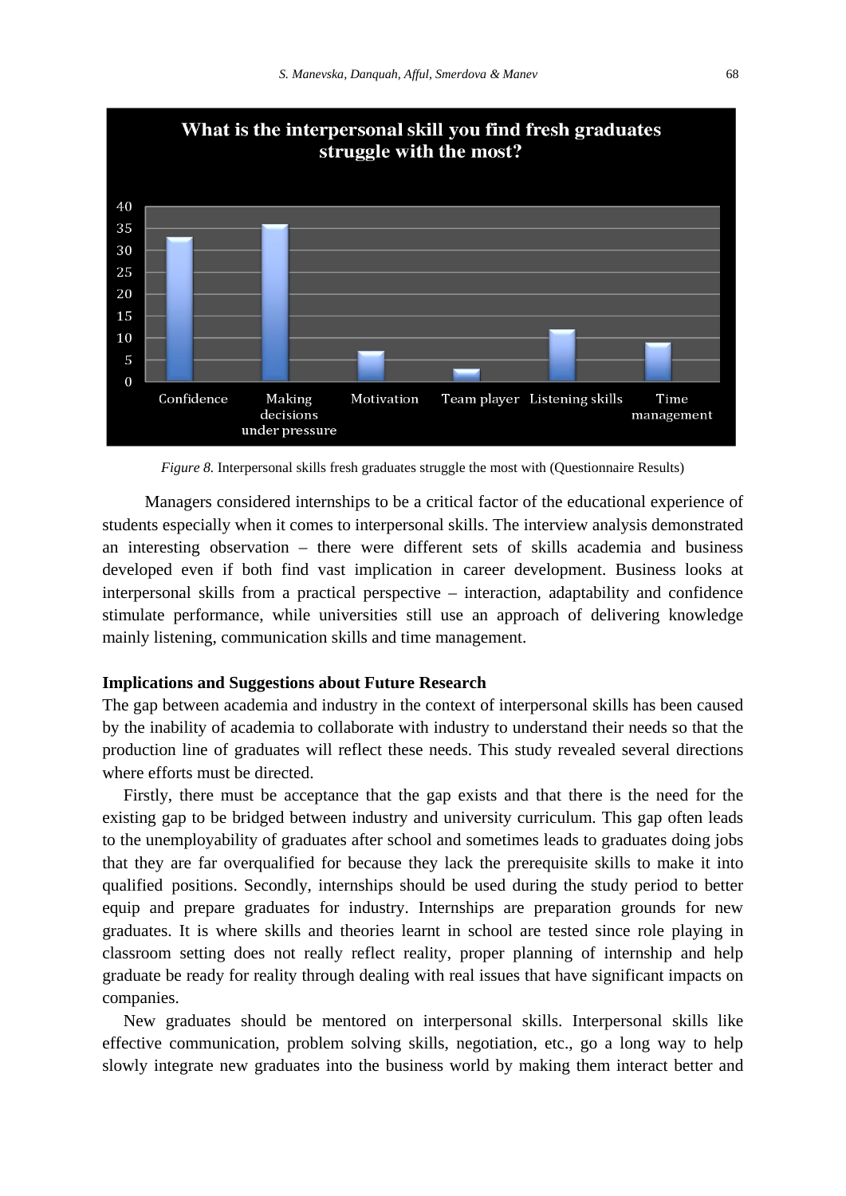*Figure 8.* Interpersonal skills fresh graduates struggle the most with (Questionnaire Results)

Managers considered internships to be a critical factor of the educational experience of students especially when it comes to interpersonal skills. The interview analysis demonstrated an interesting observation – there were different sets of skills academia and business developed even if both find vast implication in career development. Business looks at interpersonal skills from a practical perspective – interaction, adaptability and confidence stimulate performance, while universities still use an approach of delivering knowledge mainly listening, communication skills and time management.

**Implications and Suggestions about Future Research**

The gap between academia and industry in the context of interpersonal skills has been caused by the inability of academia to collaborate with industry to understand their needs so that the production line of graduates will reflect these needs. This study revealed several directions where efforts must be directed.

Firstly, there must be acceptance that the gap exists and that there is the need for the existing gap to be bridged between industry and university curriculum. This gap often leads to the unemployability of graduates after school and sometimes leads to graduates doing jobs that they are far overqualified for because they lack the prerequisite skills to make it into qualified positions. Secondly, internships should be used during the study period to better equip and prepare graduates for industry. Internships are preparation grounds for new graduates. It is where skills and theories learnt in school are tested since role playing in classroom setting does not really reflect reality, proper planning of internship and help graduate be ready for reality through dealing with real issues that have significant impacts on companies.

New graduates should be mentored on interpersonal skills. Interpersonal skills like effective communication, problem solving skills, negotiation, etc., go a long way to help slowly integrate new graduates into the business world by making them interact better and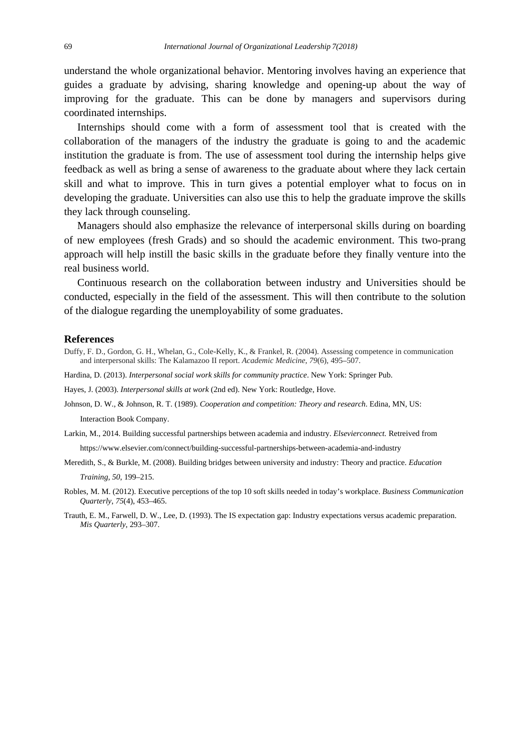understand the whole organizational behavior. Mentoring involves having an experience that guides a graduate by advising, sharing knowledge and opening-up about the way of improving for the graduate. This can be done by managers and supervisors during coordinated internships.

Internships should come with a form of assessment tool that is created with the collaboration of the managers of the industry the graduate is going to and the academic institution the graduate is from. The use of assessment tool during the internship helps give feedback as well as bring a sense of awareness to the graduate about where they lack certain skill and what to improve. This in turn gives a potential employer what to focus on in developing the graduate. Universities can also use this to help the graduate improve the skills they lack through counseling.

Managers should also emphasize the relevance of interpersonal skills during on boarding of new employees (fresh Grads) and so should the academic environment. This two-prang approach will help instill the basic skills in the graduate before they finally venture into the real business world.

Continuous research on the collaboration between industry and Universities should be conducted, especially in the field of the assessment. This will then contribute to the solution of the dialogue regarding the unemployability of some graduates.

## References

Duffy, F. D., Gordon, G. H., Whelan, G., Cole-Kelly, K., & Frankel, R. (2004). Assessing competence in communication and interpersonal skills: The Kalamazoo II report. *Academic Medicine*, *79*(6), 495–507.

Hardina, D. (2013). *Interpersonal social work skills for community practice*. New York: Springer Pub.

Hayes, J. (2003). *Interpersonal skills at work* (2nd ed). New York: Routledge, Hove.

Johnson, D. W., & Johnson, R. T. (1989). *Cooperation and competition: Theory and research*. Edina, MN, US: Interaction Book Company.

Larkin, M., 2014. Building successful partnerships between academia and industry. *Elsevierconnect.* Retreived from https://www.elsevier.com/connect/building-successful-partnerships-between-academia-and-industry

Meredith, S., & Burkle, M. (2008). Building bridges between university and industry: Theory and practice. *Education Training, 50*, 199–215.

Robles, M. M. (2012). Executive perceptions of the top 10 soft skills needed in today's workplace. *Business Communication Quarterly*, *75*(4), 453–465.

Trauth, E. M., Farwell, D. W., Lee, D. (1993). The IS expectation gap: Industry expectations versus academic preparation. *Mis Quarterly*, 293–307.